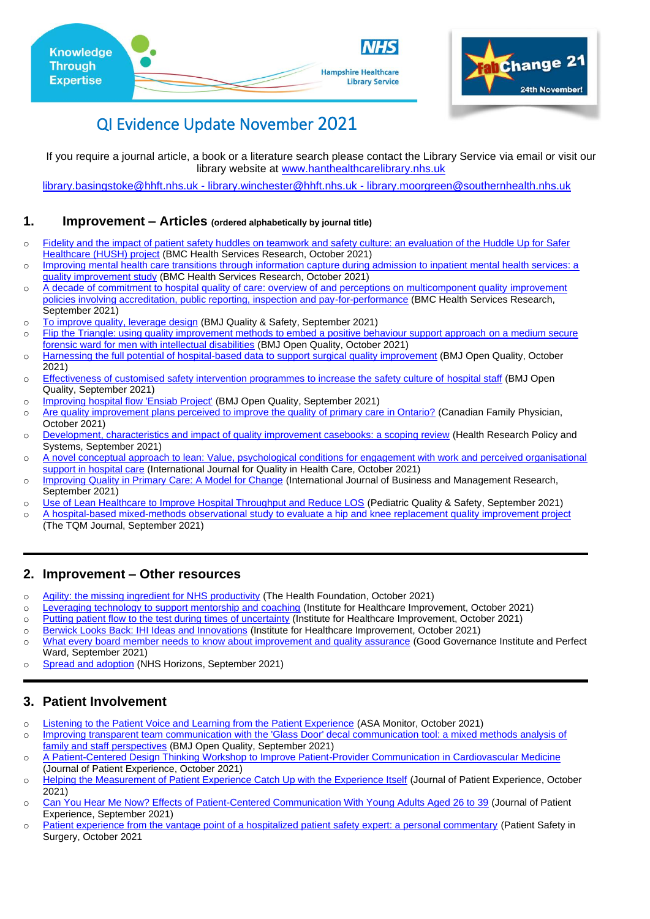Knowledge Through Expertise

NHS Hampshire Healthcare Library Service

Fab Change 21 24th November!

# QI Evidence Update November 2021

If you require a journal article, a book or a literature search please contact the Library Service via email or visit our library website at www.hanthealthcarelibrary.nhs.uk

library.basingstoke@hhft.nhs.uk - library.winchester@hhft.nhs.uk - library.moorgreen@southernhealth.nhs.uk

## 1. Improvement – Articles (ordered alphabetically by journal title)

- Fidelity and the impact of patient safety huddles on teamwork and safety culture: an evaluation of the Huddle Up for Safer Healthcare (HUSH) project (BMC Health Services Research, October 2021)
- Improving mental health care transitions through information capture during admission to inpatient mental health services: a quality improvement study (BMC Health Services Research, October 2021)
- A decade of commitment to hospital quality of care: overview of and perceptions on multicomponent quality improvement policies involving accreditation, public reporting, inspection and pay-for-performance (BMC Health Services Research, September 2021)
- To improve quality, leverage design (BMJ Quality & Safety, September 2021)
- Flip the Triangle: using quality improvement methods to embed a positive behaviour support approach on a medium secure forensic ward for men with intellectual disabilities (BMJ Open Quality, October 2021)
- Harnessing the full potential of hospital-based data to support surgical quality improvement (BMJ Open Quality, October 2021)
- Effectiveness of customised safety intervention programmes to increase the safety culture of hospital staff (BMJ Open Quality, September 2021)
- Improving hospital flow 'Ensiab Project' (BMJ Open Quality, September 2021)
- Are quality improvement plans perceived to improve the quality of primary care in Ontario? (Canadian Family Physician, October 2021)
- Development, characteristics and impact of quality improvement casebooks: a scoping review (Health Research Policy and Systems, September 2021)
- A novel conceptual approach to lean: Value, psychological conditions for engagement with work and perceived organisational support in hospital care (International Journal for Quality in Health Care, October 2021)
- Improving Quality in Primary Care: A Model for Change (International Journal of Business and Management Research, September 2021)
- Use of Lean Healthcare to Improve Hospital Throughput and Reduce LOS (Pediatric Quality & Safety, September 2021)
- A hospital-based mixed-methods observational study to evaluate a hip and knee replacement quality improvement project (The TQM Journal, September 2021)

## 2. Improvement – Other resources

- Agility: the missing ingredient for NHS productivity (The Health Foundation, October 2021)
- Leveraging technology to support mentorship and coaching (Institute for Healthcare Improvement, October 2021)
- Putting patient flow to the test during times of uncertainty (Institute for Healthcare Improvement, October 2021)
- Berwick Looks Back: IHI Ideas and Innovations (Institute for Healthcare Improvement, October 2021)
- What every board member needs to know about improvement and quality assurance (Good Governance Institute and Perfect Ward, September 2021)
- Spread and adoption (NHS Horizons, September 2021)

## 3. Patient Involvement

- Listening to the Patient Voice and Learning from the Patient Experience (ASA Monitor, October 2021)
- Improving transparent team communication with the 'Glass Door' decal communication tool: a mixed methods analysis of family and staff perspectives (BMJ Open Quality, September 2021)
- A Patient-Centered Design Thinking Workshop to Improve Patient-Provider Communication in Cardiovascular Medicine (Journal of Patient Experience, October 2021)
- Helping the Measurement of Patient Experience Catch Up with the Experience Itself (Journal of Patient Experience, October 2021)
- Can You Hear Me Now? Effects of Patient-Centered Communication With Young Adults Aged 26 to 39 (Journal of Patient Experience, September 2021)
- Patient experience from the vantage point of a hospitalized patient safety expert: a personal commentary (Patient Safety in Surgery, October 2021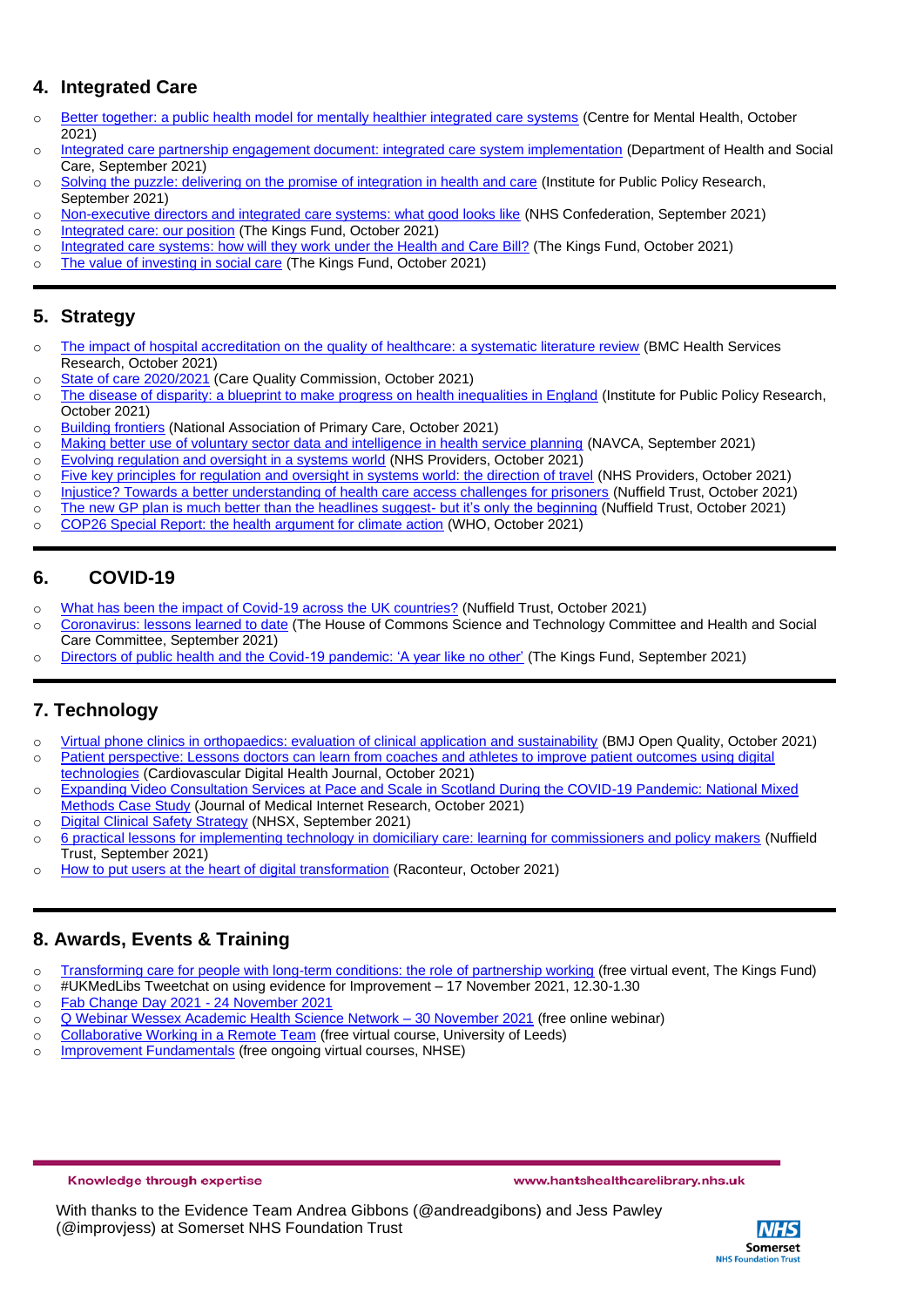## 4. Integrated Care

- Better together: a public health model for mentally healthier integrated care systems (Centre for Mental Health, October 2021)
- Integrated care partnership engagement document: integrated care system implementation (Department of Health and Social Care, September 2021)
- Solving the puzzle: delivering on the promise of integration in health and care (Institute for Public Policy Research, September 2021)
- Non-executive directors and integrated care systems: what good looks like (NHS Confederation, September 2021)
- Integrated care: our position (The Kings Fund, October 2021)
- Integrated care systems: how will they work under the Health and Care Bill? (The Kings Fund, October 2021)
- The value of investing in social care (The Kings Fund, October 2021)

## 5. Strategy

- The impact of hospital accreditation on the quality of healthcare: a systematic literature review (BMC Health Services Research, October 2021)
- State of care 2020/2021 (Care Quality Commission, October 2021)
- The disease of disparity: a blueprint to make progress on health inequalities in England (Institute for Public Policy Research, October 2021)
- Building frontiers (National Association of Primary Care, October 2021)
- Making better use of voluntary sector data and intelligence in health service planning (NAVCA, September 2021)
- Evolving regulation and oversight in a systems world (NHS Providers, October 2021)
- Five key principles for regulation and oversight in systems world: the direction of travel (NHS Providers, October 2021)
- Injustice? Towards a better understanding of health care access challenges for prisoners (Nuffield Trust, October 2021)
- The new GP plan is much better than the headlines suggest- but it's only the beginning (Nuffield Trust, October 2021)
- COP26 Special Report: the health argument for climate action (WHO, October 2021)

## 6. COVID-19

- What has been the impact of Covid-19 across the UK countries? (Nuffield Trust, October 2021)
- Coronavirus: lessons learned to date (The House of Commons Science and Technology Committee and Health and Social Care Committee, September 2021)
- Directors of public health and the Covid-19 pandemic: 'A year like no other' (The Kings Fund, September 2021)

## 7. Technology

- Virtual phone clinics in orthopaedics: evaluation of clinical application and sustainability (BMJ Open Quality, October 2021)
- Patient perspective: Lessons doctors can learn from coaches and athletes to improve patient outcomes using digital technologies (Cardiovascular Digital Health Journal, October 2021)
- Expanding Video Consultation Services at Pace and Scale in Scotland During the COVID-19 Pandemic: National Mixed Methods Case Study (Journal of Medical Internet Research, October 2021)
- Digital Clinical Safety Strategy (NHSX, September 2021)
- 6 practical lessons for implementing technology in domiciliary care: learning for commissioners and policy makers (Nuffield Trust, September 2021)
- How to put users at the heart of digital transformation (Raconteur, October 2021)

## 8. Awards, Events & Training

- Transforming care for people with long-term conditions: the role of partnership working (free virtual event, The Kings Fund)
- #UKMedLibs Tweetchat on using evidence for Improvement – 17 November 2021, 12.30-1.30
- Fab Change Day 2021 - 24 November 2021
- Q Webinar Wessex Academic Health Science Network – 30 November 2021 (free online webinar)
- Collaborative Working in a Remote Team (free virtual course, University of Leeds)
- Improvement Fundamentals (free ongoing virtual courses, NHSE)

Knowledge through expertise

www.hantshealthcarelibrary.nhs.uk

With thanks to the Evidence Team Andrea Gibbons (@andreadgibons) and Jess Pawley (@improvjess) at Somerset NHS Foundation Trust

NHS Somerset NHS Foundation Trust